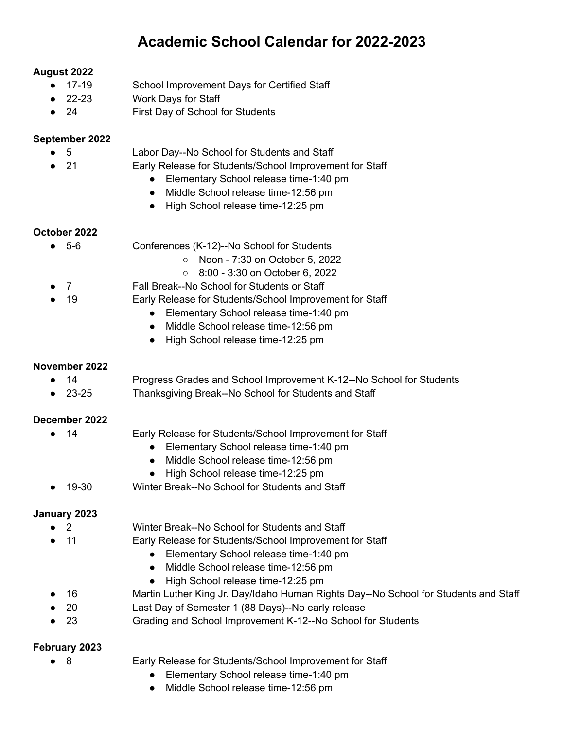# Academic School Calendar for 2022-2023

**August 2022**

- 17-19 School Improvement Days for Certified Staff
- 22-23 Work Days for Staff
- 24 First Day of School for Students

**September 2022**

- 5 Labor Day--No School for Students and Staff
- 21 Early Release for Students/School Improvement for Staff
    - Elementary School release time-1:40 pm
    - Middle School release time-12:56 pm
    - High School release time-12:25 pm

**October 2022**

- 5-6 Conferences (K-12)--No School for Students
    - Noon - 7:30 on October 5, 2022
    - 8:00 - 3:30 on October 6, 2022
- 7 Fall Break--No School for Students or Staff
- 19 Early Release for Students/School Improvement for Staff
    - Elementary School release time-1:40 pm
    - Middle School release time-12:56 pm
    - High School release time-12:25 pm

**November 2022**

- 14 Progress Grades and School Improvement K-12--No School for Students
- 23-25 Thanksgiving Break--No School for Students and Staff

**December 2022**

- 14 Early Release for Students/School Improvement for Staff
    - Elementary School release time-1:40 pm
    - Middle School release time-12:56 pm
    - High School release time-12:25 pm
- 19-30 Winter Break--No School for Students and Staff

**January 2023**

- 2 Winter Break--No School for Students and Staff
- 11 Early Release for Students/School Improvement for Staff
    - Elementary School release time-1:40 pm
    - Middle School release time-12:56 pm
    - High School release time-12:25 pm
- 16 Martin Luther King Jr. Day/Idaho Human Rights Day--No School for Students and Staff
- 20 Last Day of Semester 1 (88 Days)--No early release
- 23 Grading and School Improvement K-12--No School for Students

**February 2023**

- 8 Early Release for Students/School Improvement for Staff
    - Elementary School release time-1:40 pm
    - Middle School release time-12:56 pm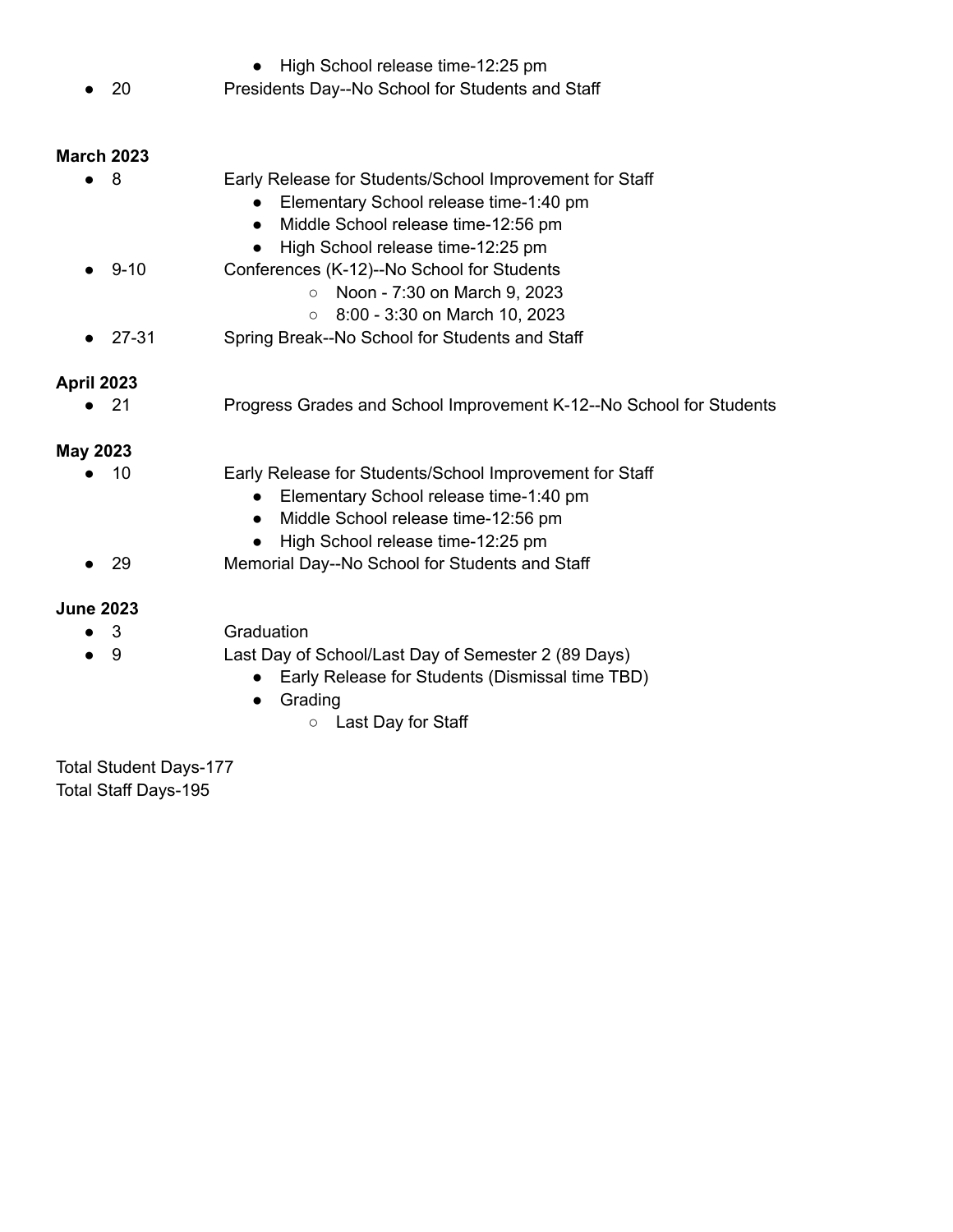- High School release time-12:25 pm
- 20 Presidents Day--No School for Students and Staff

**March 2023**

- 8 Early Release for Students/School Improvement for Staff
  - Elementary School release time-1:40 pm
  - Middle School release time-12:56 pm
  - High School release time-12:25 pm
- 9-10 Conferences (K-12)--No School for Students
  - Noon - 7:30 on March 9, 2023
  - 8:00 - 3:30 on March 10, 2023
- 27-31 Spring Break--No School for Students and Staff

**April 2023**

- 21 Progress Grades and School Improvement K-12--No School for Students

**May 2023**

- 10 Early Release for Students/School Improvement for Staff
  - Elementary School release time-1:40 pm
  - Middle School release time-12:56 pm
  - High School release time-12:25 pm
- 29 Memorial Day--No School for Students and Staff

**June 2023**

- 3 Graduation
- 9 Last Day of School/Last Day of Semester 2 (89 Days)
  - Early Release for Students (Dismissal time TBD)
  - Grading
    - Last Day for Staff

Total Student Days-177
Total Staff Days-195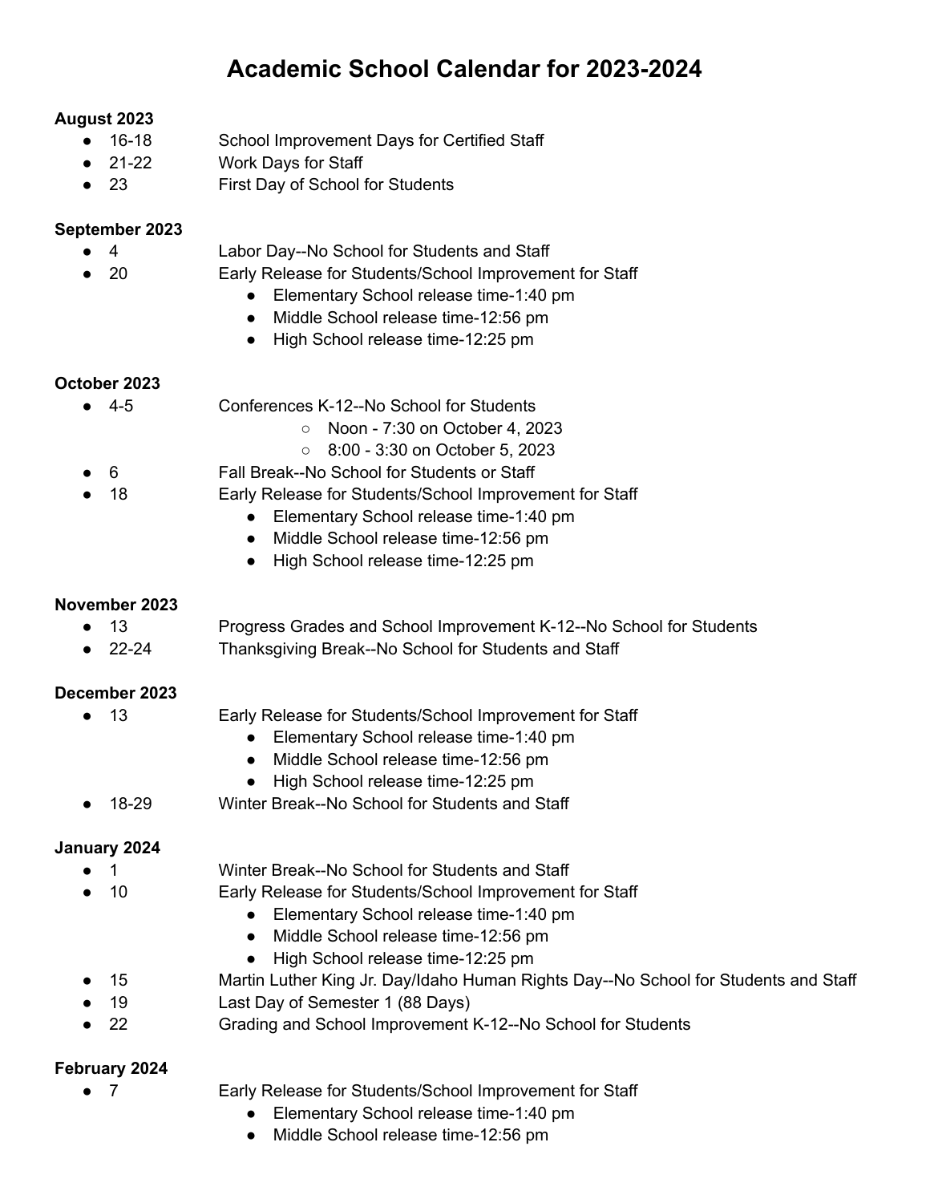# Academic School Calendar for 2023-2024

**August 2023**

- 16-18 School Improvement Days for Certified Staff
- 21-22 Work Days for Staff
- 23 First Day of School for Students

**September 2023**

- 4 Labor Day--No School for Students and Staff
- 20 Early Release for Students/School Improvement for Staff
    - Elementary School release time-1:40 pm
    - Middle School release time-12:56 pm
    - High School release time-12:25 pm

**October 2023**

- 4-5 Conferences K-12--No School for Students
    - Noon - 7:30 on October 4, 2023
    - 8:00 - 3:30 on October 5, 2023
- 6 Fall Break--No School for Students or Staff
- 18 Early Release for Students/School Improvement for Staff
    - Elementary School release time-1:40 pm
    - Middle School release time-12:56 pm
    - High School release time-12:25 pm

**November 2023**

- 13 Progress Grades and School Improvement K-12--No School for Students
- 22-24 Thanksgiving Break--No School for Students and Staff

**December 2023**

- 13 Early Release for Students/School Improvement for Staff
    - Elementary School release time-1:40 pm
    - Middle School release time-12:56 pm
    - High School release time-12:25 pm
- 18-29 Winter Break--No School for Students and Staff

**January 2024**

- 1 Winter Break--No School for Students and Staff
- 10 Early Release for Students/School Improvement for Staff
    - Elementary School release time-1:40 pm
    - Middle School release time-12:56 pm
    - High School release time-12:25 pm
- 15 Martin Luther King Jr. Day/Idaho Human Rights Day--No School for Students and Staff
- 19 Last Day of Semester 1 (88 Days)
- 22 Grading and School Improvement K-12--No School for Students

**February 2024**

- 7 Early Release for Students/School Improvement for Staff
    - Elementary School release time-1:40 pm
    - Middle School release time-12:56 pm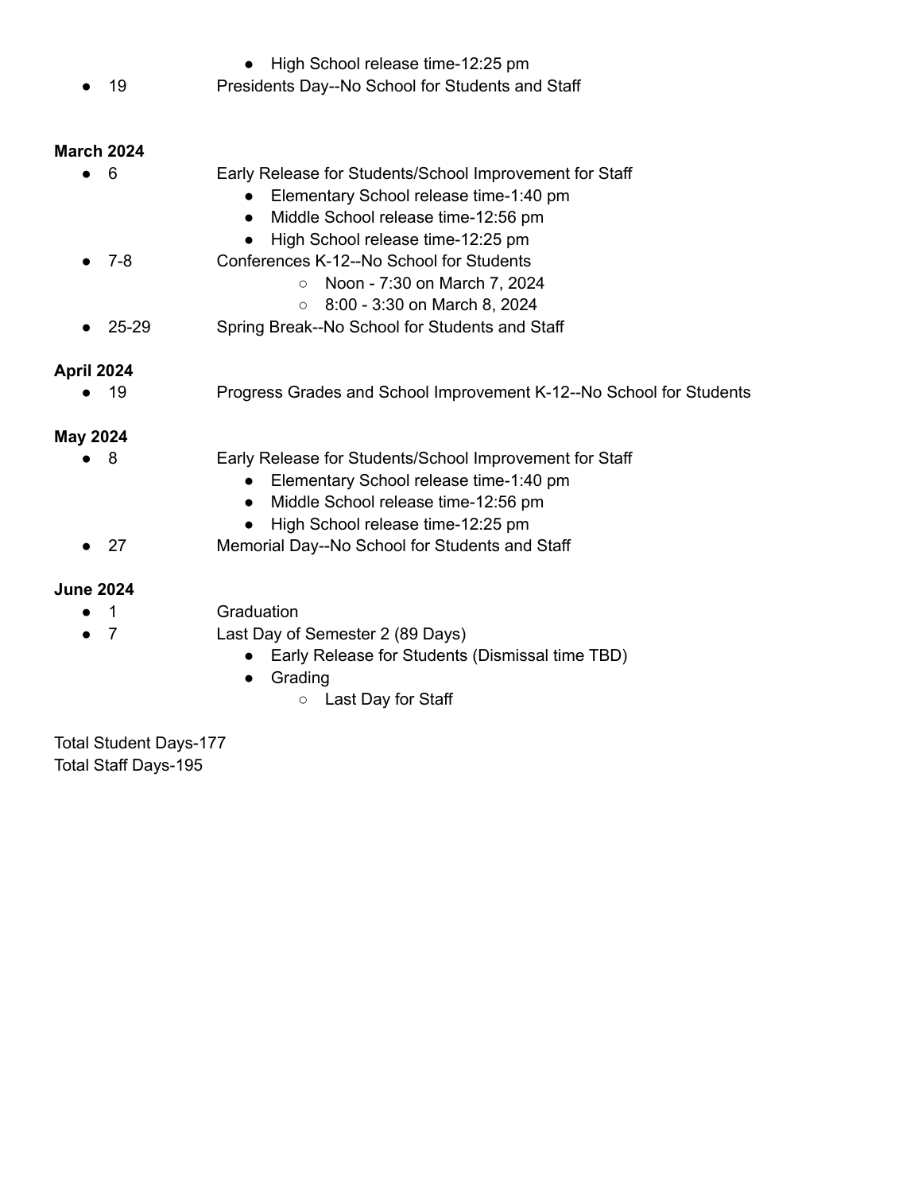- High School release time-12:25 pm

- 19 Presidents Day--No School for Students and Staff

**March 2024**

- 6 Early Release for Students/School Improvement for Staff
    - Elementary School release time-1:40 pm
    - Middle School release time-12:56 pm
    - High School release time-12:25 pm
- 7-8 Conferences K-12--No School for Students
    - Noon - 7:30 on March 7, 2024
    - 8:00 - 3:30 on March 8, 2024
- 25-29 Spring Break--No School for Students and Staff

**April 2024**

- 19 Progress Grades and School Improvement K-12--No School for Students

**May 2024**

- 8 Early Release for Students/School Improvement for Staff
    - Elementary School release time-1:40 pm
    - Middle School release time-12:56 pm
    - High School release time-12:25 pm
- 27 Memorial Day--No School for Students and Staff

**June 2024**

- 1 Graduation
- 7 Last Day of Semester 2 (89 Days)
    - Early Release for Students (Dismissal time TBD)
    - Grading
        - Last Day for Staff

Total Student Days-177
Total Staff Days-195